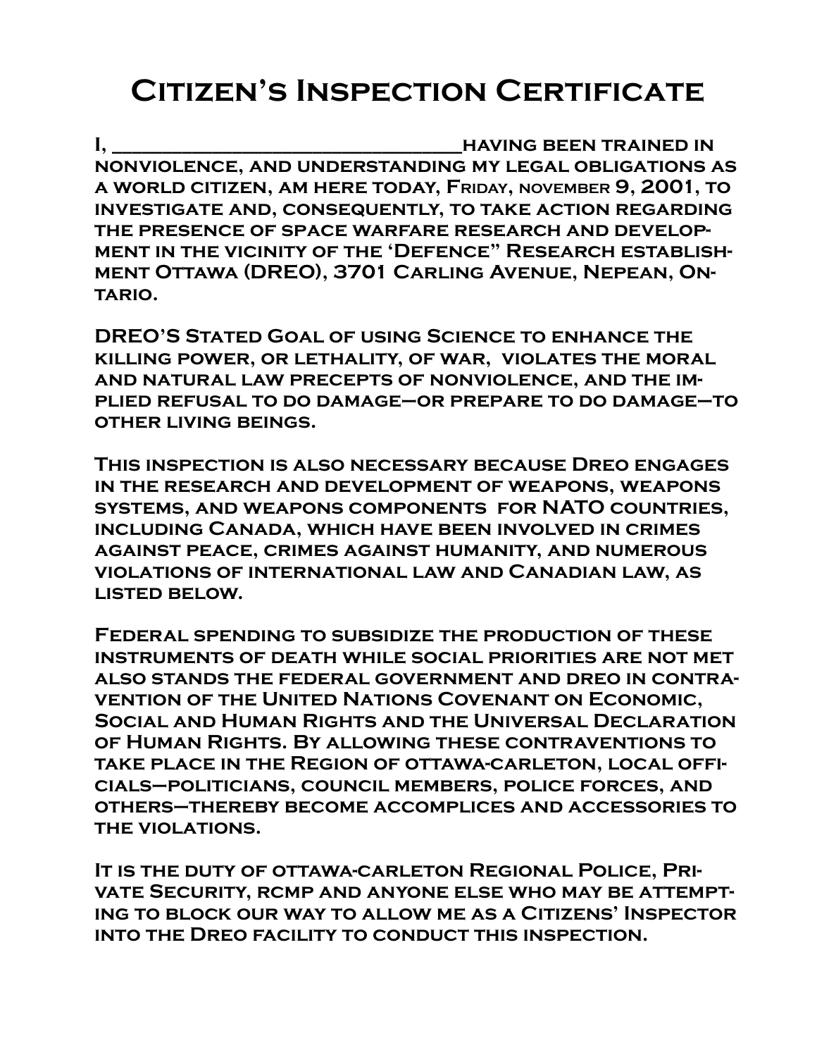# Citizen's Inspection Certificate

**I, ______________________________having been trained in nonviolence, and understanding my legal obligations as a world citizen, am here today, Friday, november 9, 2001, to investigate and, consequently, to take action regarding the presence of space warfare research and development in the vicinity of the 'Defence" Research establishment Ottawa (DREO), 3701 Carling Avenue, Nepean, Ontario.**

**DREO'S Stated Goal of using Science to enhance the killing power, or lethality, of war, violates the moral and natural law precepts of nonviolence, and the implied refusal to do damage—or prepare to do damage—to other living beings.**

**This inspection is also necessary because Dreo engages in the research and development of weapons, weapons systems, and weapons components for NATO countries, including Canada, which have been involved in crimes against peace, crimes against humanity, and numerous violations of international law and Canadian law, as listed below.**

**Federal spending to subsidize the production of these instruments of death while social priorities are not met also stands the federal government and dreo in contravention of the United Nations Covenant on Economic, Social and Human Rights and the Universal Declaration of Human Rights. By allowing these contraventions to take place in the Region of ottawa-carleton, local officials—politicians, council members, police forces, and others—thereby become accomplices and accessories to the violations.**

**It is the duty of ottawa-carleton Regional Police, Private Security, rcmp and anyone else who may be attempting to block our way to allow me as a Citizens' Inspector into the Dreo facility to conduct this inspection.**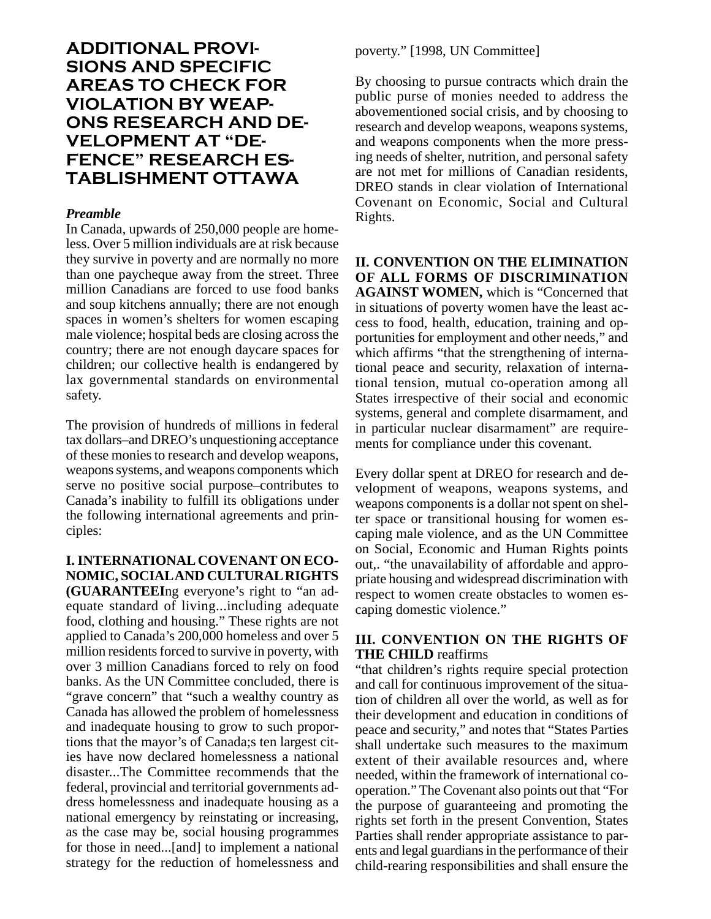# ADDITIONAL PROVISIONS AND SPECIFIC AREAS TO CHECK FOR VIOLATION BY WEAPONS RESEARCH AND DEVELOPMENT AT "DEFENCE" RESEARCH ESTABLISHMENT OTTAWA

***Preamble***

In Canada, upwards of 250,000 people are homeless. Over 5 million individuals are at risk because they survive in poverty and are normally no more than one paycheque away from the street. Three million Canadians are forced to use food banks and soup kitchens annually; there are not enough spaces in women's shelters for women escaping male violence; hospital beds are closing across the country; there are not enough daycare spaces for children; our collective health is endangered by lax governmental standards on environmental safety.

The provision of hundreds of millions in federal tax dollars–and DREO's unquestioning acceptance of these monies to research and develop weapons, weapons systems, and weapons components which serve no positive social purpose–contributes to Canada's inability to fulfill its obligations under the following international agreements and principles:

**I. INTERNATIONAL COVENANT ON ECONOMIC, SOCIAL AND CULTURAL RIGHTS (GUARANTEEI**ng everyone's right to "an adequate standard of living...including adequate food, clothing and housing." These rights are not applied to Canada's 200,000 homeless and over 5 million residents forced to survive in poverty, with over 3 million Canadians forced to rely on food banks. As the UN Committee concluded, there is "grave concern" that "such a wealthy country as Canada has allowed the problem of homelessness and inadequate housing to grow to such proportions that the mayor's of Canada;s ten largest cities have now declared homelessness a national disaster...The Committee recommends that the federal, provincial and territorial governments address homelessness and inadequate housing as a national emergency by reinstating or increasing, as the case may be, social housing programmes for those in need...[and] to implement a national strategy for the reduction of homelessness and poverty." [1998, UN Committee]

By choosing to pursue contracts which drain the public purse of monies needed to address the abovementioned social crisis, and by choosing to research and develop weapons, weapons systems, and weapons components when the more pressing needs of shelter, nutrition, and personal safety are not met for millions of Canadian residents, DREO stands in clear violation of International Covenant on Economic, Social and Cultural Rights.

**II. CONVENTION ON THE ELIMINATION OF ALL FORMS OF DISCRIMINATION AGAINST WOMEN,** which is "Concerned that in situations of poverty women have the least access to food, health, education, training and opportunities for employment and other needs," and which affirms "that the strengthening of international peace and security, relaxation of international tension, mutual co-operation among all States irrespective of their social and economic systems, general and complete disarmament, and in particular nuclear disarmament" are requirements for compliance under this covenant.

Every dollar spent at DREO for research and development of weapons, weapons systems, and weapons components is a dollar not spent on shelter space or transitional housing for women escaping male violence, and as the UN Committee on Social, Economic and Human Rights points out,. "the unavailability of affordable and appropriate housing and widespread discrimination with respect to women create obstacles to women escaping domestic violence."

**III. CONVENTION ON THE RIGHTS OF THE CHILD** reaffirms

"that children's rights require special protection and call for continuous improvement of the situation of children all over the world, as well as for their development and education in conditions of peace and security," and notes that "States Parties shall undertake such measures to the maximum extent of their available resources and, where needed, within the framework of international cooperation." The Covenant also points out that "For the purpose of guaranteeing and promoting the rights set forth in the present Convention, States Parties shall render appropriate assistance to parents and legal guardians in the performance of their child-rearing responsibilities and shall ensure the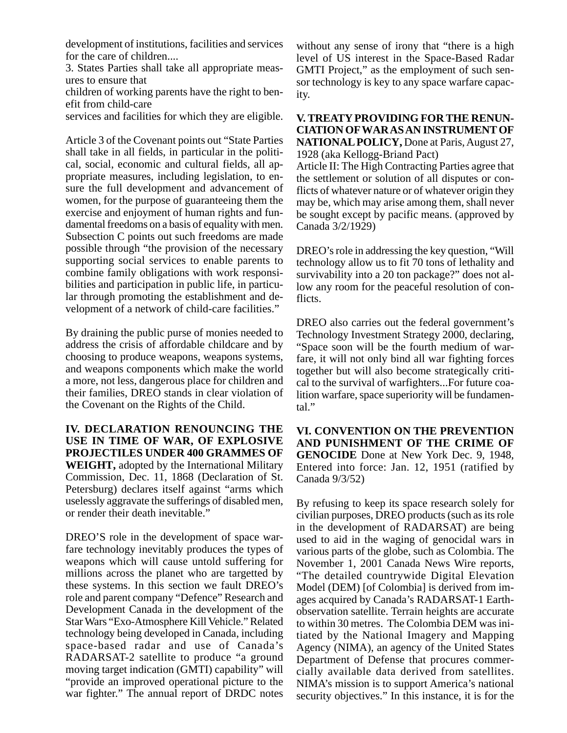development of institutions, facilities and services for the care of children....

3. States Parties shall take all appropriate measures to ensure that
children of working parents have the right to benefit from child-care
services and facilities for which they are eligible.

Article 3 of the Covenant points out "State Parties shall take in all fields, in particular in the political, social, economic and cultural fields, all appropriate measures, including legislation, to ensure the full development and advancement of women, for the purpose of guaranteeing them the exercise and enjoyment of human rights and fundamental freedoms on a basis of equality with men. Subsection C points out such freedoms are made possible through "the provision of the necessary supporting social services to enable parents to combine family obligations with work responsibilities and participation in public life, in particular through promoting the establishment and development of a network of child-care facilities."

By draining the public purse of monies needed to address the crisis of affordable childcare and by choosing to produce weapons, weapons systems, and weapons components which make the world a more, not less, dangerous place for children and their families, DREO stands in clear violation of the Covenant on the Rights of the Child.

**IV. DECLARATION RENOUNCING THE USE IN TIME OF WAR, OF EXPLOSIVE PROJECTILES UNDER 400 GRAMMES OF WEIGHT,** adopted by the International Military Commission, Dec. 11, 1868 (Declaration of St. Petersburg) declares itself against "arms which uselessly aggravate the sufferings of disabled men, or render their death inevitable."

DREO'S role in the development of space warfare technology inevitably produces the types of weapons which will cause untold suffering for millions across the planet who are targetted by these systems. In this section we fault DREO's role and parent company "Defence" Research and Development Canada in the development of the Star Wars "Exo-Atmosphere Kill Vehicle." Related technology being developed in Canada, including space-based radar and use of Canada's RADARSAT-2 satellite to produce "a ground moving target indication (GMTI) capability" will "provide an improved operational picture to the war fighter." The annual report of DRDC notes without any sense of irony that "there is a high level of US interest in the Space-Based Radar GMTI Project," as the employment of such sensor technology is key to any space warfare capacity.

**V. TREATY PROVIDING FOR THE RENUNCIATION OF WAR AS AN INSTRUMENT OF NATIONAL POLICY,** Done at Paris, August 27, 1928 (aka Kellogg-Briand Pact)

Article II: The High Contracting Parties agree that the settlement or solution of all disputes or conflicts of whatever nature or of whatever origin they may be, which may arise among them, shall never be sought except by pacific means. (approved by Canada 3/2/1929)

DREO's role in addressing the key question, "Will technology allow us to fit 70 tons of lethality and survivability into a 20 ton package?" does not allow any room for the peaceful resolution of conflicts.

DREO also carries out the federal government's Technology Investment Strategy 2000, declaring, "Space soon will be the fourth medium of warfare, it will not only bind all war fighting forces together but will also become strategically critical to the survival of warfighters...For future coalition warfare, space superiority will be fundamental."

**VI. CONVENTION ON THE PREVENTION AND PUNISHMENT OF THE CRIME OF GENOCIDE** Done at New York Dec. 9, 1948, Entered into force: Jan. 12, 1951 (ratified by Canada 9/3/52)

By refusing to keep its space research solely for civilian purposes, DREO products (such as its role in the development of RADARSAT) are being used to aid in the waging of genocidal wars in various parts of the globe, such as Colombia. The November 1, 2001 Canada News Wire reports, "The detailed countrywide Digital Elevation Model (DEM) [of Colombia] is derived from images acquired by Canada's RADARSAT-1 Earth-observation satellite. Terrain heights are accurate to within 30 metres. The Colombia DEM was initiated by the National Imagery and Mapping Agency (NIMA), an agency of the United States Department of Defense that procures commercially available data derived from satellites. NIMA's mission is to support America's national security objectives." In this instance, it is for the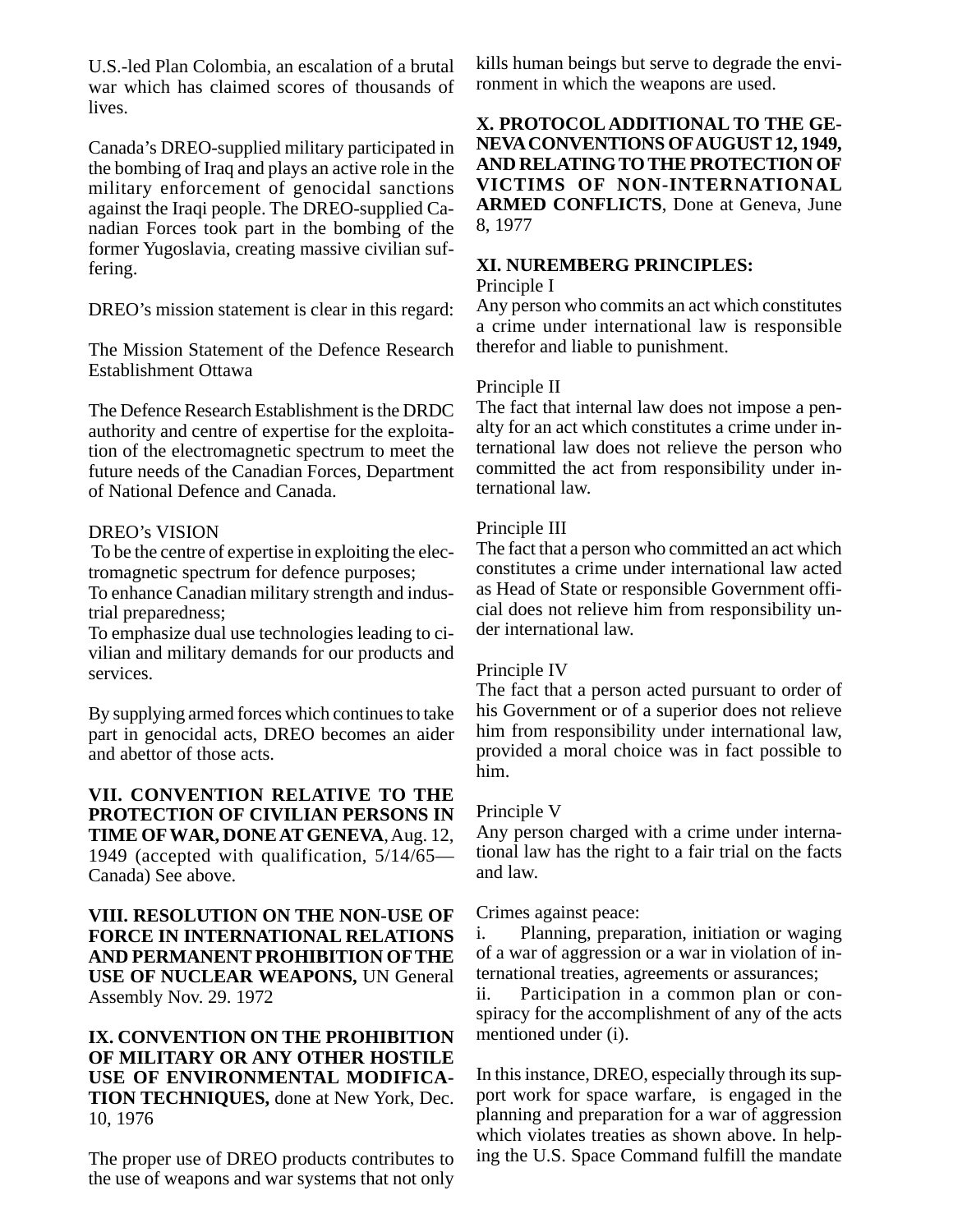U.S.-led Plan Colombia, an escalation of a brutal war which has claimed scores of thousands of lives.

Canada's DREO-supplied military participated in the bombing of Iraq and plays an active role in the military enforcement of genocidal sanctions against the Iraqi people. The DREO-supplied Canadian Forces took part in the bombing of the former Yugoslavia, creating massive civilian suffering.

DREO's mission statement is clear in this regard:

The Mission Statement of the Defence Research Establishment Ottawa

The Defence Research Establishment is the DRDC authority and centre of expertise for the exploitation of the electromagnetic spectrum to meet the future needs of the Canadian Forces, Department of National Defence and Canada.

DREO's VISION
To be the centre of expertise in exploiting the electromagnetic spectrum for defence purposes;
To enhance Canadian military strength and industrial preparedness;
To emphasize dual use technologies leading to civilian and military demands for our products and services.

By supplying armed forces which continues to take part in genocidal acts, DREO becomes an aider and abettor of those acts.

**VII. CONVENTION RELATIVE TO THE PROTECTION OF CIVILIAN PERSONS IN TIME OF WAR, DONE AT GENEVA**, Aug. 12, 1949 (accepted with qualification, 5/14/65—Canada) See above.

**VIII. RESOLUTION ON THE NON-USE OF FORCE IN INTERNATIONAL RELATIONS AND PERMANENT PROHIBITION OF THE USE OF NUCLEAR WEAPONS,** UN General Assembly Nov. 29. 1972

**IX. CONVENTION ON THE PROHIBITION OF MILITARY OR ANY OTHER HOSTILE USE OF ENVIRONMENTAL MODIFICATION TECHNIQUES,** done at New York, Dec. 10, 1976

The proper use of DREO products contributes to the use of weapons and war systems that not only kills human beings but serve to degrade the environment in which the weapons are used.

**X. PROTOCOL ADDITIONAL TO THE GENEVA CONVENTIONS OF AUGUST 12, 1949, AND RELATING TO THE PROTECTION OF VICTIMS OF NON-INTERNATIONAL ARMED CONFLICTS**, Done at Geneva, June 8, 1977

**XI. NUREMBERG PRINCIPLES:**

Principle I
Any person who commits an act which constitutes a crime under international law is responsible therefor and liable to punishment.

Principle II
The fact that internal law does not impose a penalty for an act which constitutes a crime under international law does not relieve the person who committed the act from responsibility under international law.

Principle III
The fact that a person who committed an act which constitutes a crime under international law acted as Head of State or responsible Government official does not relieve him from responsibility under international law.

Principle IV
The fact that a person acted pursuant to order of his Government or of a superior does not relieve him from responsibility under international law, provided a moral choice was in fact possible to him.

Principle V
Any person charged with a crime under international law has the right to a fair trial on the facts and law.

Crimes against peace:

i. Planning, preparation, initiation or waging of a war of aggression or a war in violation of international treaties, agreements or assurances;

ii. Participation in a common plan or conspiracy for the accomplishment of any of the acts mentioned under (i).

In this instance, DREO, especially through its support work for space warfare, is engaged in the planning and preparation for a war of aggression which violates treaties as shown above. In helping the U.S. Space Command fulfill the mandate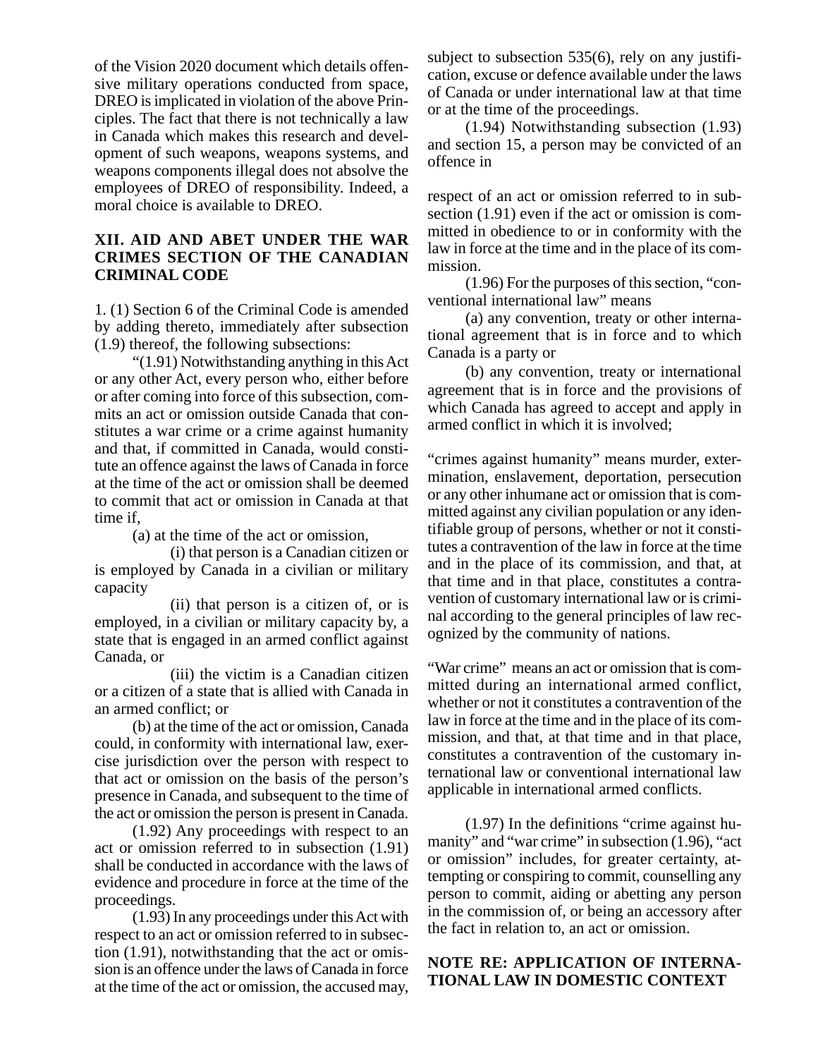of the Vision 2020 document which details offensive military operations conducted from space, DREO is implicated in violation of the above Principles. The fact that there is not technically a law in Canada which makes this research and development of such weapons, weapons systems, and weapons components illegal does not absolve the employees of DREO of responsibility. Indeed, a moral choice is available to DREO.

## XII. AID AND ABET UNDER THE WAR CRIMES SECTION OF THE CANADIAN CRIMINAL CODE

1. (1) Section 6 of the Criminal Code is amended by adding thereto, immediately after subsection (1.9) thereof, the following subsections:

"(1.91) Notwithstanding anything in this Act or any other Act, every person who, either before or after coming into force of this subsection, commits an act or omission outside Canada that constitutes a war crime or a crime against humanity and that, if committed in Canada, would constitute an offence against the laws of Canada in force at the time of the act or omission shall be deemed to commit that act or omission in Canada at that time if,

(a) at the time of the act or omission,

(i) that person is a Canadian citizen or is employed by Canada in a civilian or military capacity

(ii) that person is a citizen of, or is employed, in a civilian or military capacity by, a state that is engaged in an armed conflict against Canada, or

(iii) the victim is a Canadian citizen or a citizen of a state that is allied with Canada in an armed conflict; or

(b) at the time of the act or omission, Canada could, in conformity with international law, exercise jurisdiction over the person with respect to that act or omission on the basis of the person's presence in Canada, and subsequent to the time of the act or omission the person is present in Canada.

(1.92) Any proceedings with respect to an act or omission referred to in subsection (1.91) shall be conducted in accordance with the laws of evidence and procedure in force at the time of the proceedings.

(1.93) In any proceedings under this Act with respect to an act or omission referred to in subsection (1.91), notwithstanding that the act or omission is an offence under the laws of Canada in force at the time of the act or omission, the accused may, subject to subsection 535(6), rely on any justification, excuse or defence available under the laws of Canada or under international law at that time or at the time of the proceedings.

(1.94) Notwithstanding subsection (1.93) and section 15, a person may be convicted of an offence in

respect of an act or omission referred to in subsection (1.91) even if the act or omission is committed in obedience to or in conformity with the law in force at the time and in the place of its commission.

(1.96) For the purposes of this section, "conventional international law" means

(a) any convention, treaty or other international agreement that is in force and to which Canada is a party or

(b) any convention, treaty or international agreement that is in force and the provisions of which Canada has agreed to accept and apply in armed conflict in which it is involved;

"crimes against humanity" means murder, extermination, enslavement, deportation, persecution or any other inhumane act or omission that is committed against any civilian population or any identifiable group of persons, whether or not it constitutes a contravention of the law in force at the time and in the place of its commission, and that, at that time and in that place, constitutes a contravention of customary international law or is criminal according to the general principles of law recognized by the community of nations.

"War crime" means an act or omission that is committed during an international armed conflict, whether or not it constitutes a contravention of the law in force at the time and in the place of its commission, and that, at that time and in that place, constitutes a contravention of the customary international law or conventional international law applicable in international armed conflicts.

(1.97) In the definitions "crime against humanity" and "war crime" in subsection (1.96), "act or omission" includes, for greater certainty, attempting or conspiring to commit, counselling any person to commit, aiding or abetting any person in the commission of, or being an accessory after the fact in relation to, an act or omission.

## NOTE RE: APPLICATION OF INTERNATIONAL LAW IN DOMESTIC CONTEXT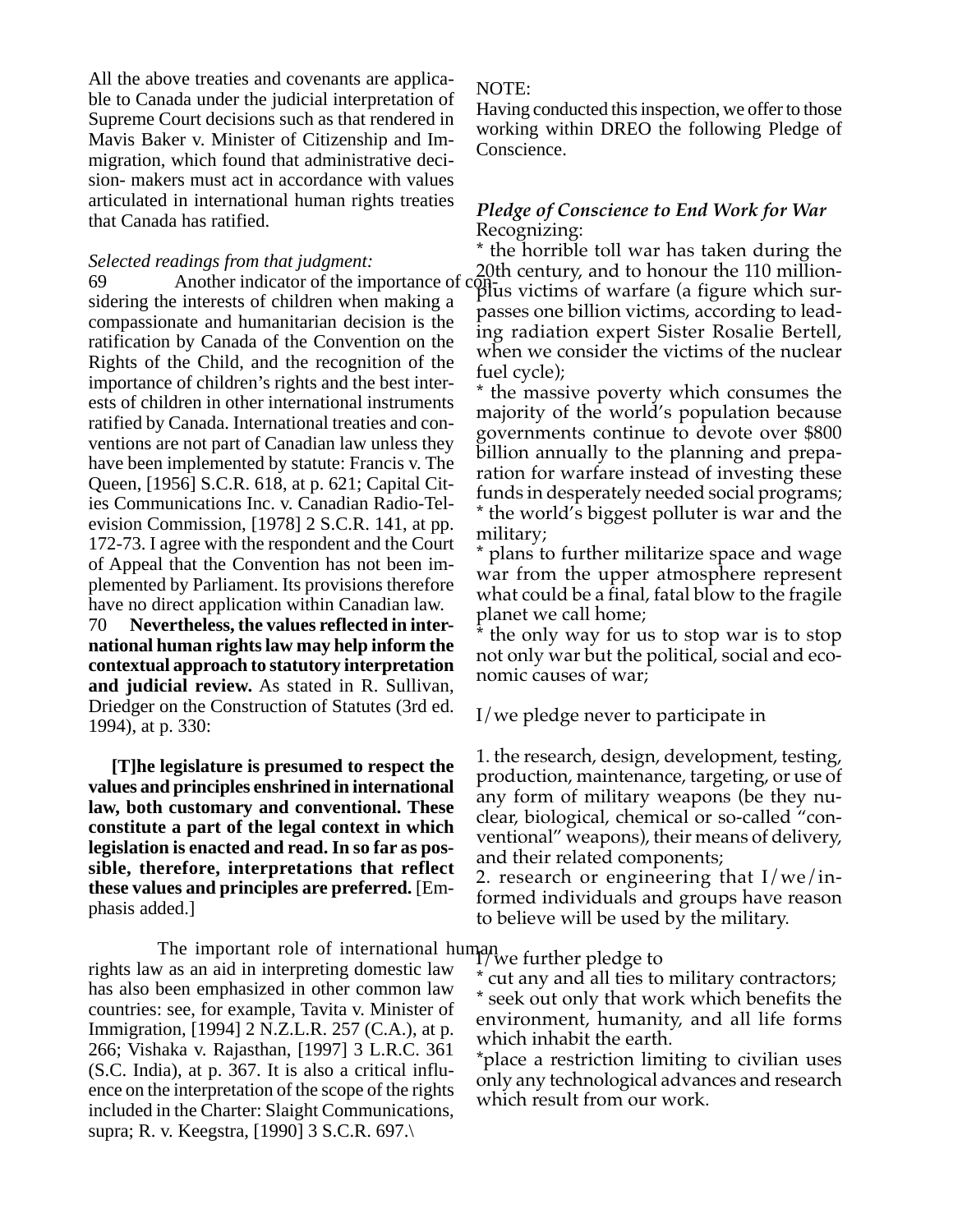All the above treaties and covenants are applicable to Canada under the judicial interpretation of Supreme Court decisions such as that rendered in Mavis Baker v. Minister of Citizenship and Immigration, which found that administrative decision- makers must act in accordance with values articulated in international human rights treaties that Canada has ratified.

*Selected readings from that judgment:*

69 Another indicator of the importance of considering the interests of children when making a compassionate and humanitarian decision is the ratification by Canada of the Convention on the Rights of the Child, and the recognition of the importance of children's rights and the best interests of children in other international instruments ratified by Canada. International treaties and conventions are not part of Canadian law unless they have been implemented by statute: Francis v. The Queen, [1956] S.C.R. 618, at p. 621; Capital Cities Communications Inc. v. Canadian Radio-Television Commission, [1978] 2 S.C.R. 141, at pp. 172-73. I agree with the respondent and the Court of Appeal that the Convention has not been implemented by Parliament. Its provisions therefore have no direct application within Canadian law.

70 **Nevertheless, the values reflected in international human rights law may help inform the contextual approach to statutory interpretation and judicial review.** As stated in R. Sullivan, Driedger on the Construction of Statutes (3rd ed. 1994), at p. 330:

> **[T]he legislature is presumed to respect the values and principles enshrined in international law, both customary and conventional. These constitute a part of the legal context in which legislation is enacted and read. In so far as possible, therefore, interpretations that reflect these values and principles are preferred.** [Emphasis added.]

The important role of international human rights law as an aid in interpreting domestic law has also been emphasized in other common law countries: see, for example, Tavita v. Minister of Immigration, [1994] 2 N.Z.L.R. 257 (C.A.), at p. 266; Vishaka v. Rajasthan, [1997] 3 L.R.C. 361 (S.C. India), at p. 367. It is also a critical influence on the interpretation of the scope of the rights included in the Charter: Slaight Communications, supra; R. v. Keegstra, [1990] 3 S.C.R. 697.\

NOTE:
Having conducted this inspection, we offer to those working within DREO the following Pledge of Conscience.

### *Pledge of Conscience to End Work for War*

Recognizing:

* the horrible toll war has taken during the 20th century, and to honour the 110 million-plus victims of warfare (a figure which surpasses one billion victims, according to leading radiation expert Sister Rosalie Bertell, when we consider the victims of the nuclear fuel cycle);
* the massive poverty which consumes the majority of the world's population because governments continue to devote over $800 billion annually to the planning and preparation for warfare instead of investing these funds in desperately needed social programs;
* the world's biggest polluter is war and the military;
* plans to further militarize space and wage war from the upper atmosphere represent what could be a final, fatal blow to the fragile planet we call home;
* the only way for us to stop war is to stop not only war but the political, social and economic causes of war;

I/we pledge never to participate in

1. the research, design, development, testing, production, maintenance, targeting, or use of any form of military weapons (be they nuclear, biological, chemical or so-called "conventional" weapons), their means of delivery, and their related components;
2. research or engineering that I/we/informed individuals and groups have reason to believe will be used by the military.

I/we further pledge to

* cut any and all ties to military contractors;
* seek out only that work which benefits the environment, humanity, and all life forms which inhabit the earth.
* place a restriction limiting to civilian uses only any technological advances and research which result from our work.